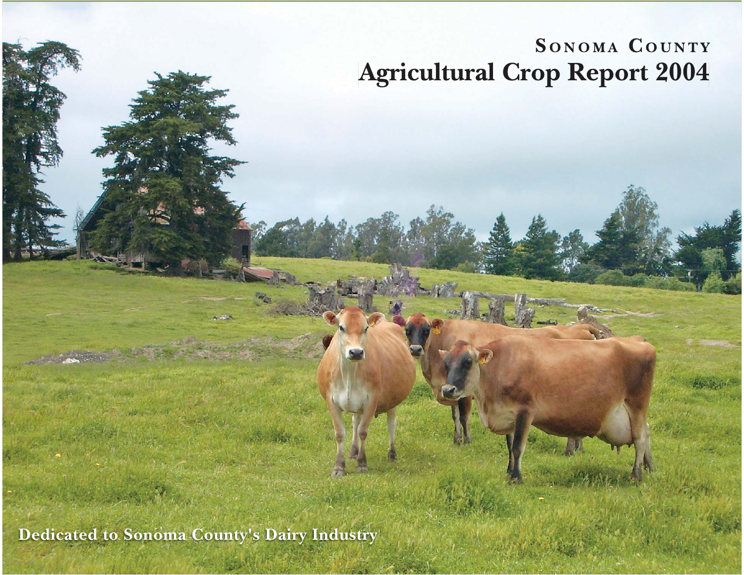# Sonoma County

# Agricultural Crop Report 2004

Dedicated to Sonoma County's Dairy Industry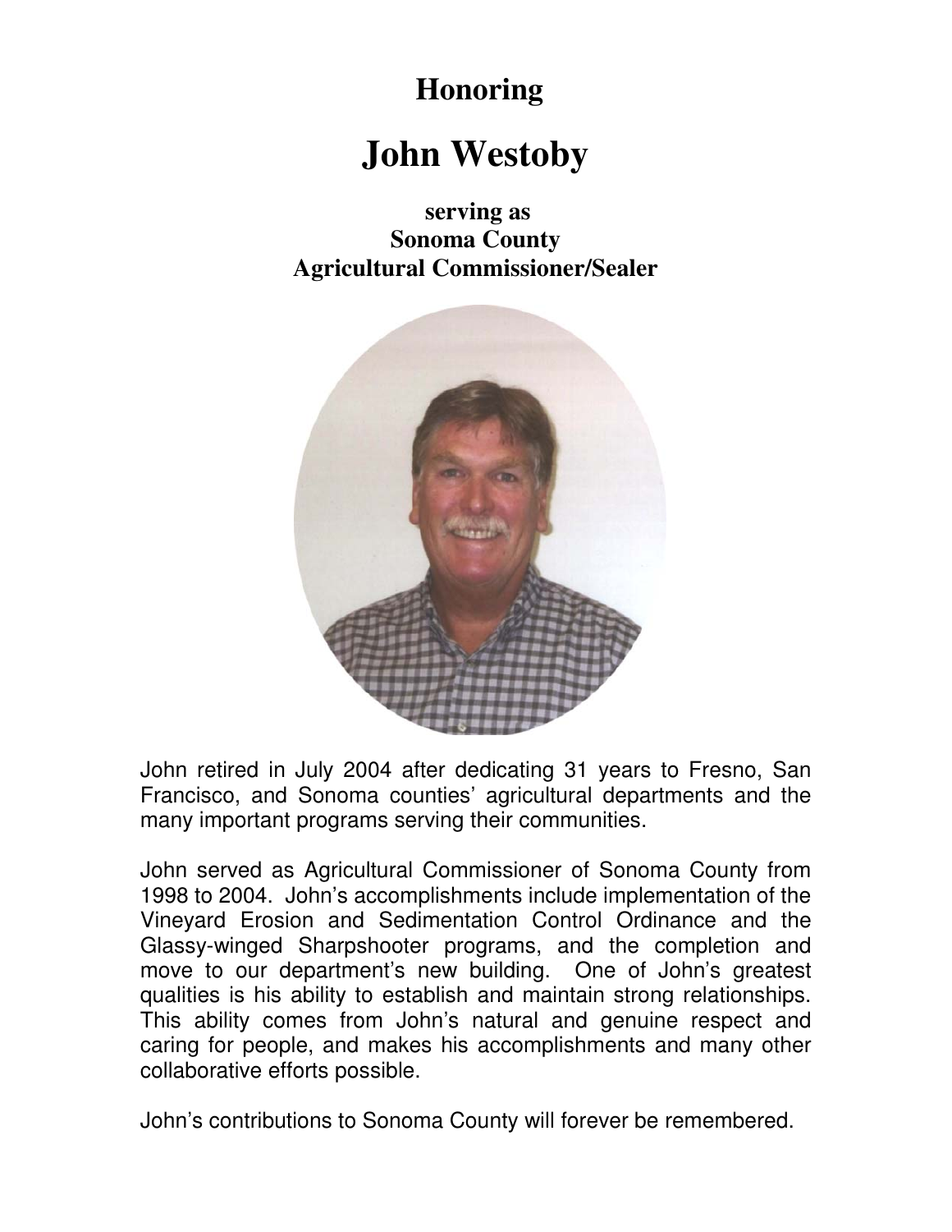## Honoring

# John Westoby

### serving as
### Sonoma County
### Agricultural Commissioner/Sealer

John retired in July 2004 after dedicating 31 years to Fresno, San Francisco, and Sonoma counties' agricultural departments and the many important programs serving their communities.

John served as Agricultural Commissioner of Sonoma County from 1998 to 2004. John's accomplishments include implementation of the Vineyard Erosion and Sedimentation Control Ordinance and the Glassy-winged Sharpshooter programs, and the completion and move to our department's new building. One of John's greatest qualities is his ability to establish and maintain strong relationships. This ability comes from John's natural and genuine respect and caring for people, and makes his accomplishments and many other collaborative efforts possible.

John's contributions to Sonoma County will forever be remembered.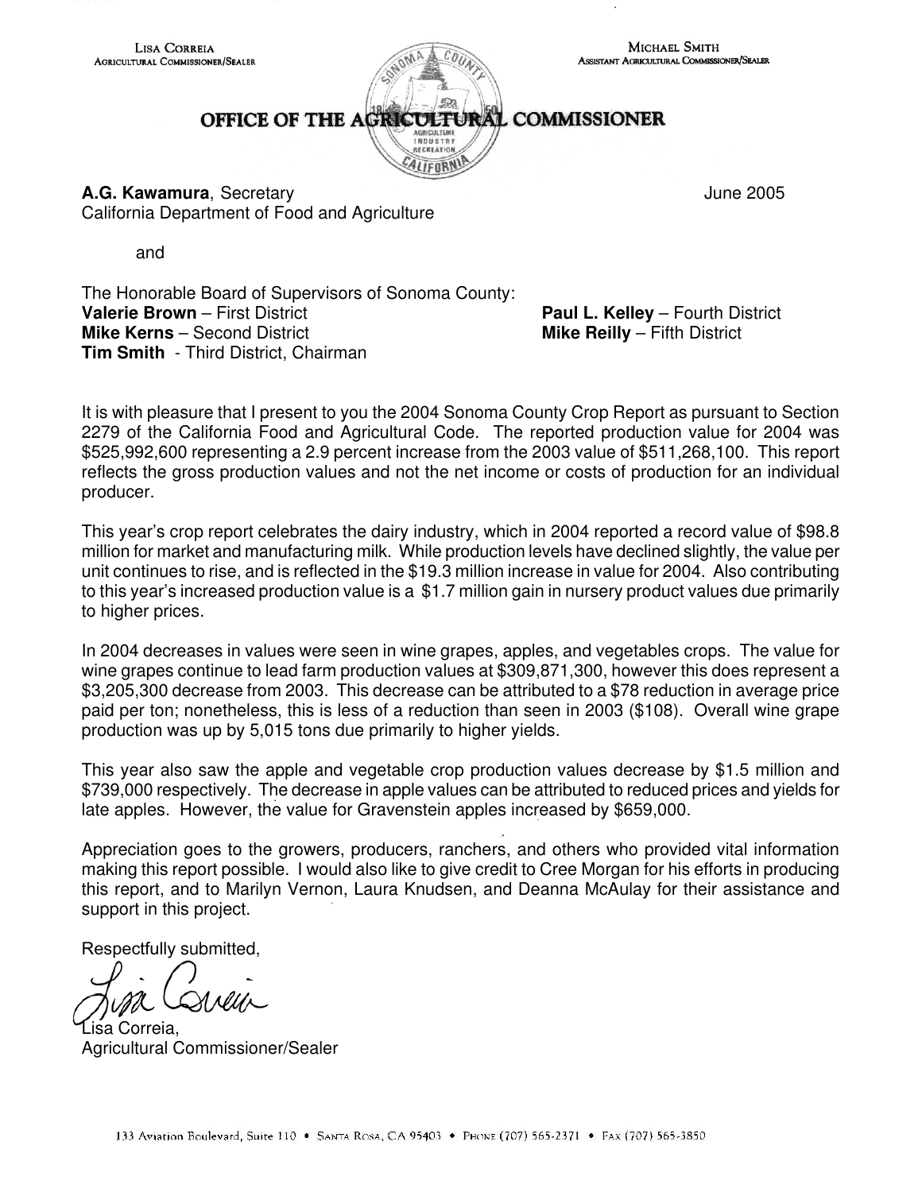LISA CORREIA
AGRICULTURAL COMMISSIONER/SEALER

MICHAEL SMITH
ASSISTANT AGRICULTURAL COMMISSIONER/SEALER

# OFFICE OF THE AGRICULTURAL COMMISSIONER

**A.G. Kawamura**, Secretary
California Department of Food and Agriculture

June 2005

and

The Honorable Board of Supervisors of Sonoma County:
**Valerie Brown** – First District
**Mike Kerns** – Second District
**Tim Smith** - Third District, Chairman
**Paul L. Kelley** – Fourth District
**Mike Reilly** – Fifth District

It is with pleasure that I present to you the 2004 Sonoma County Crop Report as pursuant to Section 2279 of the California Food and Agricultural Code. The reported production value for 2004 was $525,992,600 representing a 2.9 percent increase from the 2003 value of $511,268,100. This report reflects the gross production values and not the net income or costs of production for an individual producer.

This year's crop report celebrates the dairy industry, which in 2004 reported a record value of $98.8 million for market and manufacturing milk. While production levels have declined slightly, the value per unit continues to rise, and is reflected in the $19.3 million increase in value for 2004. Also contributing to this year's increased production value is a $1.7 million gain in nursery product values due primarily to higher prices.

In 2004 decreases in values were seen in wine grapes, apples, and vegetables crops. The value for wine grapes continue to lead farm production values at $309,871,300, however this does represent a $3,205,300 decrease from 2003. This decrease can be attributed to a $78 reduction in average price paid per ton; nonetheless, this is less of a reduction than seen in 2003 ($108). Overall wine grape production was up by 5,015 tons due primarily to higher yields.

This year also saw the apple and vegetable crop production values decrease by $1.5 million and $739,000 respectively. The decrease in apple values can be attributed to reduced prices and yields for late apples. However, the value for Gravenstein apples increased by $659,000.

Appreciation goes to the growers, producers, ranchers, and others who provided vital information making this report possible. I would also like to give credit to Cree Morgan for his efforts in producing this report, and to Marilyn Vernon, Laura Knudsen, and Deanna McAulay for their assistance and support in this project.

Respectfully submitted,

Lisa Correia,
Agricultural Commissioner/Sealer

133 Aviation Boulevard, Suite 110 • Santa Rosa, CA 95403 • Phone (707) 565-2371 • Fax (707) 565-3850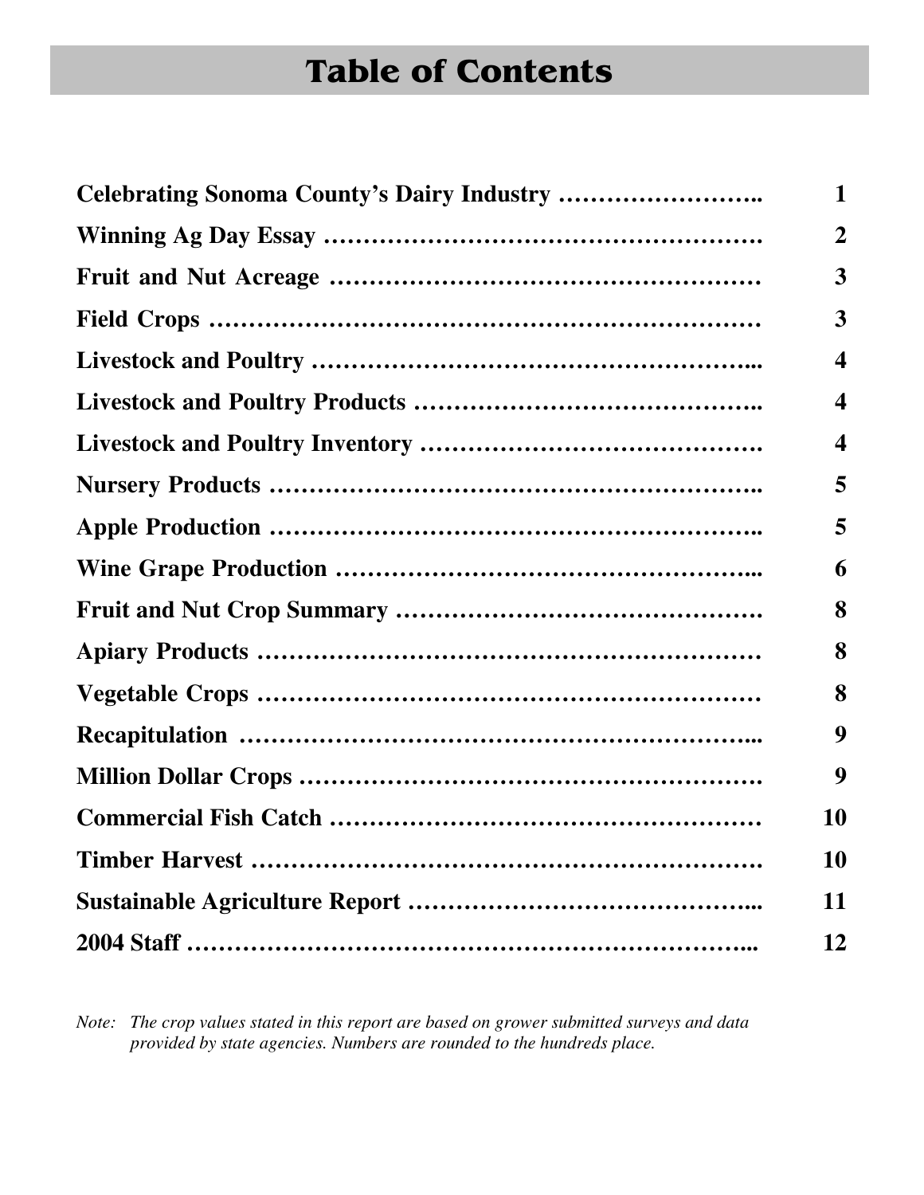# Table of Contents

| | |
|---|---|
| **Celebrating Sonoma County's Dairy Industry ……………………..** | **1** |
| **Winning Ag Day Essay ……………………………………………….** | **2** |
| **Fruit and Nut Acreage ………………………………………………** | **3** |
| **Field Crops …………………………………………………………..** | **3** |
| **Livestock and Poultry ………………………………………………...** | **4** |
| **Livestock and Poultry Products ……………………………………..** | **4** |
| **Livestock and Poultry Inventory …………………………………….** | **4** |
| **Nursery Products ……………………………………………………..** | **5** |
| **Apple Production ……………………………………………………..** | **5** |
| **Wine Grape Production ……………………………………………...** | **6** |
| **Fruit and Nut Crop Summary ……………………………………….** | **8** |
| **Apiary Products ………………………………………………………** | **8** |
| **Vegetable Crops ………………………………………………………** | **8** |
| **Recapitulation ………………………………………………………...** | **9** |
| **Million Dollar Crops ………………………………………………….** | **9** |
| **Commercial Fish Catch ………………………………………………** | **10** |
| **Timber Harvest ……………………………………………………….** | **10** |
| **Sustainable Agriculture Report ……………………………………...** | **11** |
| **2004 Staff …………………………………………………………...** | **12** |

*Note: The crop values stated in this report are based on grower submitted surveys and data provided by state agencies. Numbers are rounded to the hundreds place.*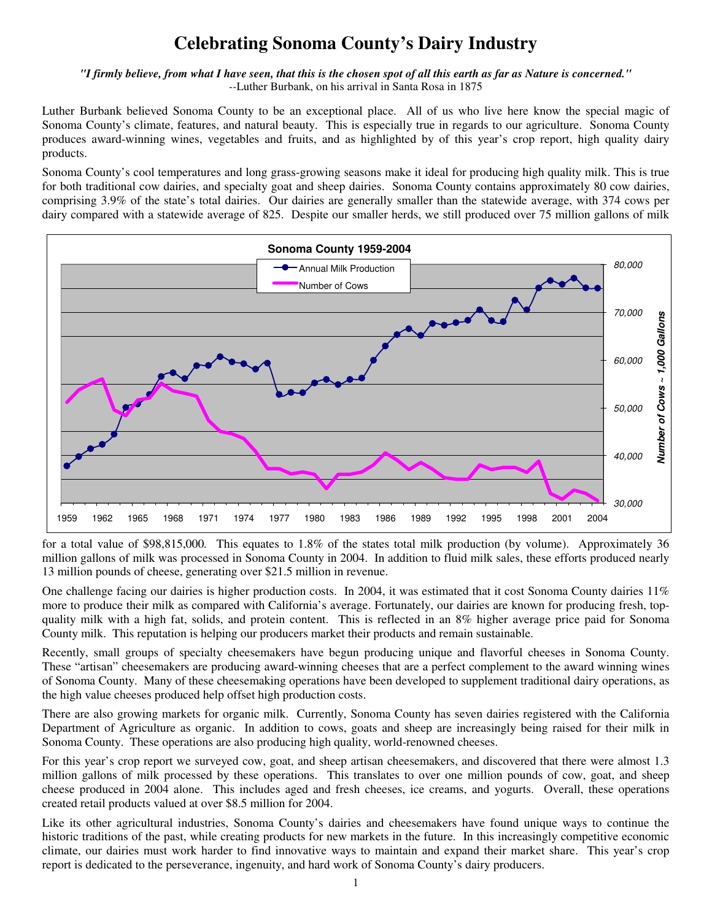# Celebrating Sonoma County's Dairy Industry

*"I firmly believe, from what I have seen, that this is the chosen spot of all this earth as far as Nature is concerned."*
--Luther Burbank, on his arrival in Santa Rosa in 1875

Luther Burbank believed Sonoma County to be an exceptional place. All of us who live here know the special magic of Sonoma County's climate, features, and natural beauty. This is especially true in regards to our agriculture. Sonoma County produces award-winning wines, vegetables and fruits, and as highlighted by of this year's crop report, high quality dairy products.

Sonoma County's cool temperatures and long grass-growing seasons make it ideal for producing high quality milk. This is true for both traditional cow dairies, and specialty goat and sheep dairies. Sonoma County contains approximately 80 cow dairies, comprising 3.9% of the state's total dairies. Our dairies are generally smaller than the statewide average, with 374 cows per dairy compared with a statewide average of 825. Despite our smaller herds, we still produced over 75 million gallons of milk for a total value of $98,815,000. This equates to 1.8% of the states total milk production (by volume). Approximately 36 million gallons of milk was processed in Sonoma County in 2004. In addition to fluid milk sales, these efforts produced nearly 13 million pounds of cheese, generating over $21.5 million in revenue.

One challenge facing our dairies is higher production costs. In 2004, it was estimated that it cost Sonoma County dairies 11% more to produce their milk as compared with California's average. Fortunately, our dairies are known for producing fresh, top-quality milk with a high fat, solids, and protein content. This is reflected in an 8% higher average price paid for Sonoma County milk. This reputation is helping our producers market their products and remain sustainable.

Recently, small groups of specialty cheesemakers have begun producing unique and flavorful cheeses in Sonoma County. These "artisan" cheesemakers are producing award-winning cheeses that are a perfect complement to the award winning wines of Sonoma County. Many of these cheesemaking operations have been developed to supplement traditional dairy operations, as the high value cheeses produced help offset high production costs.

There are also growing markets for organic milk. Currently, Sonoma County has seven dairies registered with the California Department of Agriculture as organic. In addition to cows, goats and sheep are increasingly being raised for their milk in Sonoma County. These operations are also producing high quality, world-renowned cheeses.

For this year's crop report we surveyed cow, goat, and sheep artisan cheesemakers, and discovered that there were almost 1.3 million gallons of milk processed by these operations. This translates to over one million pounds of cow, goat, and sheep cheese produced in 2004 alone. This includes aged and fresh cheeses, ice creams, and yogurts. Overall, these operations created retail products valued at over $8.5 million for 2004.

Like its other agricultural industries, Sonoma County's dairies and cheesemakers have found unique ways to continue the historic traditions of the past, while creating products for new markets in the future. In this increasingly competitive economic climate, our dairies must work harder to find innovative ways to maintain and expand their market share. This year's crop report is dedicated to the perseverance, ingenuity, and hard work of Sonoma County's dairy producers.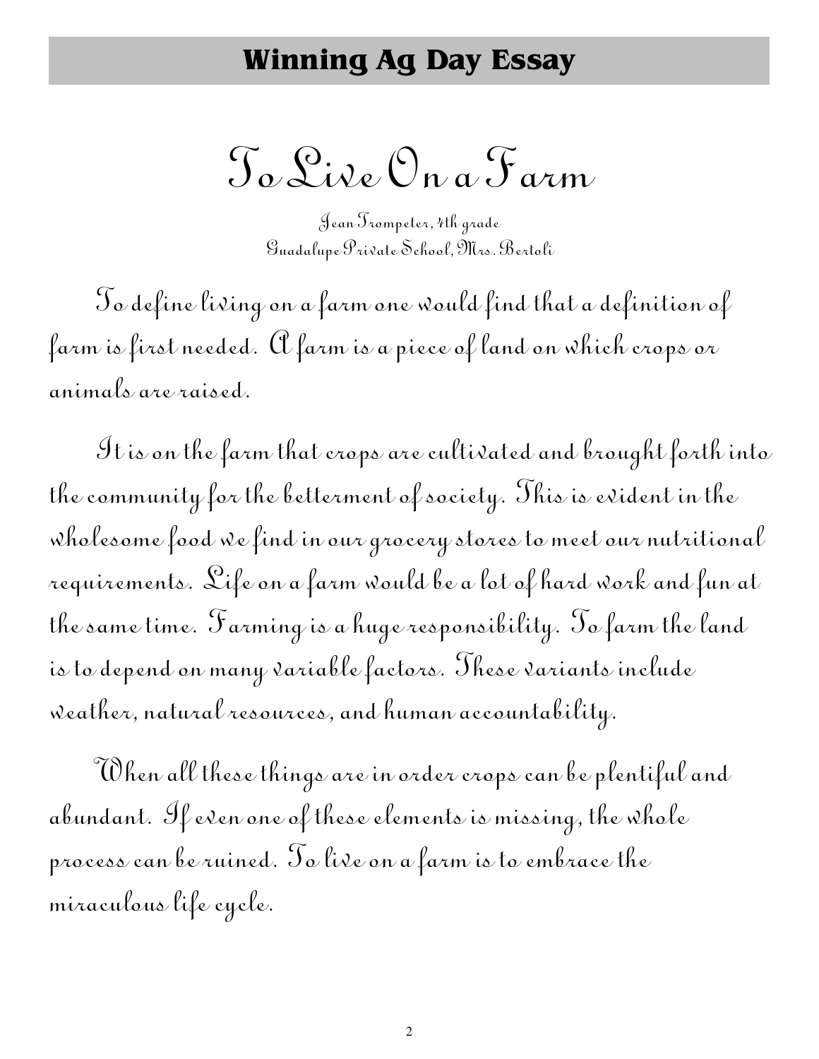## Winning Ag Day Essay

# To Live On a Farm

Jean Trompeter, 4th grade
Guadalupe Private School, Mrs. Bertoli

To define living on a farm one would find that a definition of farm is first needed. A farm is a piece of land on which crops or animals are raised.

It is on the farm that crops are cultivated and brought forth into the community for the betterment of society. This is evident in the wholesome food we find in our grocery stores to meet our nutritional requirements. Life on a farm would be a lot of hard work and fun at the same time. Farming is a huge responsibility. To farm the land is to depend on many variable factors. These variants include weather, natural resources, and human accountability.

When all these things are in order crops can be plentiful and abundant. If even one of these elements is missing, the whole process can be ruined. To live on a farm is to embrace the miraculous life cycle.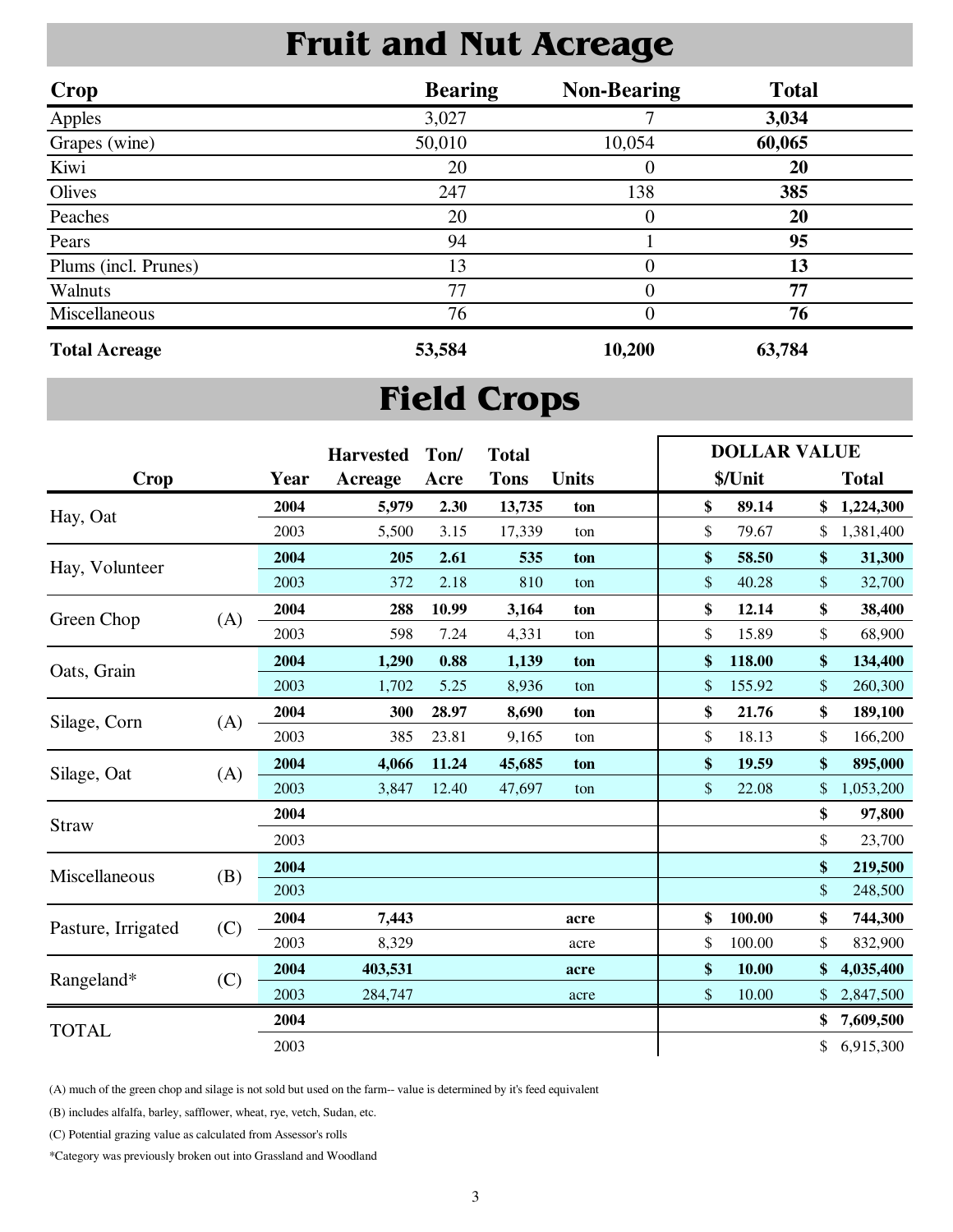# Fruit and Nut Acreage

| Crop | Bearing | Non-Bearing | Total |
|---|---|---|---|
| Apples | 3,027 | 7 | **3,034** |
| Grapes (wine) | 50,010 | 10,054 | **60,065** |
| Kiwi | 20 | 0 | **20** |
| Olives | 247 | 138 | **385** |
| Peaches | 20 | 0 | **20** |
| Pears | 94 | 1 | **95** |
| Plums (incl. Prunes) | 13 | 0 | **13** |
| Walnuts | 77 | 0 | **77** |
| Miscellaneous | 76 | 0 | **76** |
| **Total Acreage** | **53,584** | **10,200** | **63,784** |

# Field Crops

| Crop | | Year | Harvested Acreage | Ton/ Acre | Total Tons | Units | DOLLAR VALUE $/Unit | DOLLAR VALUE Total |
|---|---|---|---|---|---|---|---|---|
| Hay, Oat | | **2004** | **5,979** | **2.30** | **13,735** | **ton** | **$ 89.14** | **$ 1,224,300** |
| | | 2003 | 5,500 | 3.15 | 17,339 | ton | $ 79.67 | $ 1,381,400 |
| Hay, Volunteer | | **2004** | **205** | **2.61** | **535** | **ton** | **$ 58.50** | **$ 31,300** |
| | | 2003 | 372 | 2.18 | 810 | ton | $ 40.28 | $ 32,700 |
| Green Chop | (A) | **2004** | **288** | **10.99** | **3,164** | **ton** | **$ 12.14** | **$ 38,400** |
| | | 2003 | 598 | 7.24 | 4,331 | ton | $ 15.89 | $ 68,900 |
| Oats, Grain | | **2004** | **1,290** | **0.88** | **1,139** | **ton** | **$ 118.00** | **$ 134,400** |
| | | 2003 | 1,702 | 5.25 | 8,936 | ton | $ 155.92 | $ 260,300 |
| Silage, Corn | (A) | **2004** | **300** | **28.97** | **8,690** | **ton** | **$ 21.76** | **$ 189,100** |
| | | 2003 | 385 | 23.81 | 9,165 | ton | $ 18.13 | $ 166,200 |
| Silage, Oat | (A) | **2004** | **4,066** | **11.24** | **45,685** | **ton** | **$ 19.59** | **$ 895,000** |
| | | 2003 | 3,847 | 12.40 | 47,697 | ton | $ 22.08 | $ 1,053,200 |
| Straw | | **2004** | | | | | | **$ 97,800** |
| | | 2003 | | | | | | $ 23,700 |
| Miscellaneous | (B) | **2004** | | | | | | **$ 219,500** |
| | | 2003 | | | | | | $ 248,500 |
| Pasture, Irrigated | (C) | **2004** | **7,443** | | | **acre** | **$ 100.00** | **$ 744,300** |
| | | 2003 | 8,329 | | | acre | $ 100.00 | $ 832,900 |
| Rangeland* | (C) | **2004** | **403,531** | | | **acre** | **$ 10.00** | **$ 4,035,400** |
| | | 2003 | 284,747 | | | acre | $ 10.00 | $ 2,847,500 |
| TOTAL | | **2004** | | | | | | **$ 7,609,500** |
| | | 2003 | | | | | | $ 6,915,300 |

(A) much of the green chop and silage is not sold but used on the farm-- value is determined by it's feed equivalent

(B) includes alfalfa, barley, safflower, wheat, rye, vetch, Sudan, etc.

(C) Potential grazing value as calculated from Assessor's rolls

*Category was previously broken out into Grassland and Woodland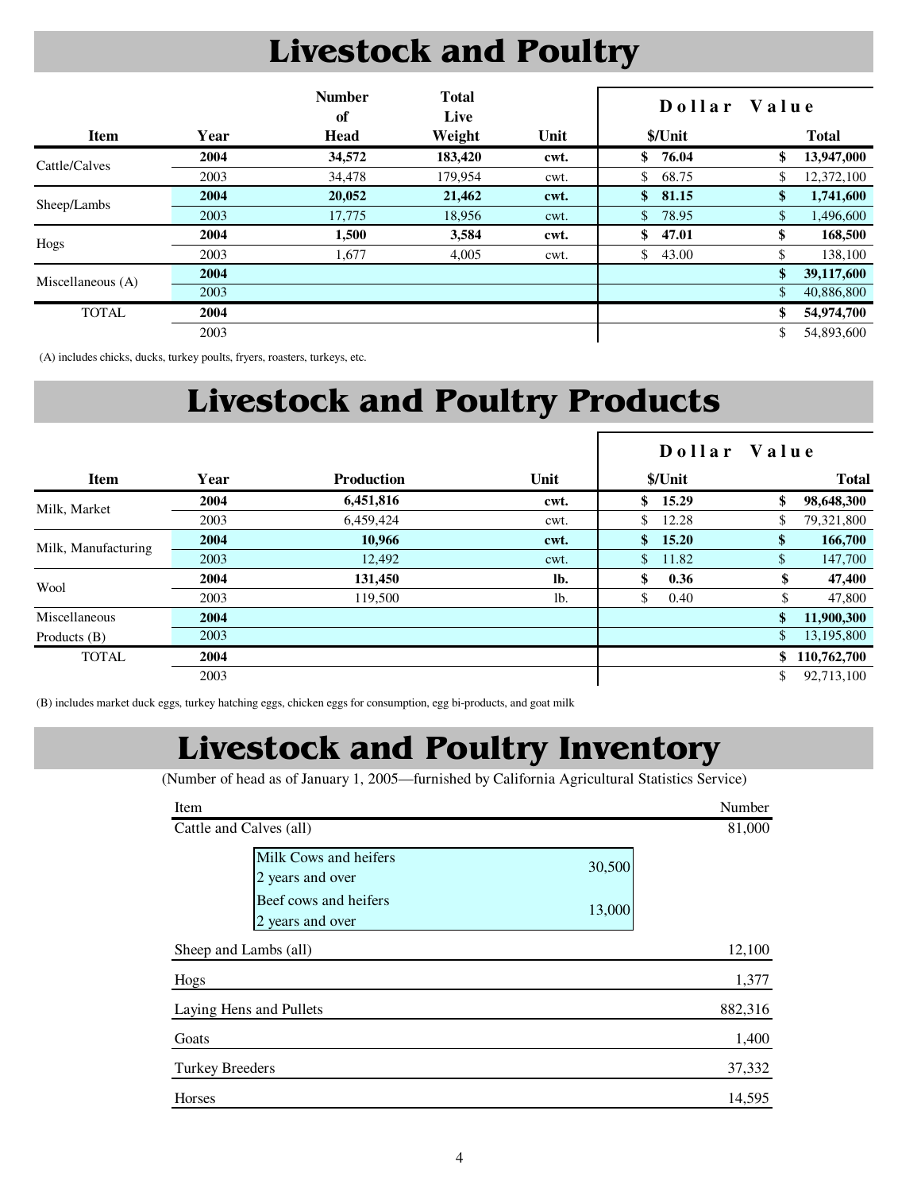# Livestock and Poultry

| Item | Year | Number of Head | Total Live Weight | Unit | Dollar Value $/Unit | Dollar Value Total |
|---|---|---|---|---|---|---|
| Cattle/Calves | **2004** | **34,572** | **183,420** | **cwt.** | **$ 76.04** | **$ 13,947,000** |
| | 2003 | 34,478 | 179,954 | cwt. | $ 68.75 | $ 12,372,100 |
| Sheep/Lambs | **2004** | **20,052** | **21,462** | **cwt.** | **$ 81.15** | **$ 1,741,600** |
| | 2003 | 17,775 | 18,956 | cwt. | $ 78.95 | $ 1,496,600 |
| Hogs | **2004** | **1,500** | **3,584** | **cwt.** | **$ 47.01** | **$ 168,500** |
| | 2003 | 1,677 | 4,005 | cwt. | $ 43.00 | $ 138,100 |
| Miscellaneous (A) | **2004** | | | | | **$ 39,117,600** |
| | 2003 | | | | | $ 40,886,800 |
| TOTAL | **2004** | | | | | **$ 54,974,700** |
| | 2003 | | | | | $ 54,893,600 |

(A) includes chicks, ducks, turkey poults, fryers, roasters, turkeys, etc.

# Livestock and Poultry Products

| Item | Year | Production | Unit | Dollar Value $/Unit | Dollar Value Total |
|---|---|---|---|---|---|
| Milk, Market | **2004** | **6,451,816** | **cwt.** | **$ 15.29** | **$ 98,648,300** |
| | 2003 | 6,459,424 | cwt. | $ 12.28 | $ 79,321,800 |
| Milk, Manufacturing | **2004** | **10,966** | **cwt.** | **$ 15.20** | **$ 166,700** |
| | 2003 | 12,492 | cwt. | $ 11.82 | $ 147,700 |
| Wool | **2004** | **131,450** | **lb.** | **$ 0.36** | **$ 47,400** |
| | 2003 | 119,500 | lb. | $ 0.40 | $ 47,800 |
| Miscellaneous Products (B) | **2004** | | | | **$ 11,900,300** |
| | 2003 | | | | $ 13,195,800 |
| TOTAL | **2004** | | | | **$ 110,762,700** |
| | 2003 | | | | $ 92,713,100 |

(B) includes market duck eggs, turkey hatching eggs, chicken eggs for consumption, egg bi-products, and goat milk

# Livestock and Poultry Inventory

(Number of head as of January 1, 2005—furnished by California Agricultural Statistics Service)

| Item | | Number |
|---|---|---|
| Cattle and Calves (all) | | 81,000 |
| Milk Cows and heifers 2 years and over | 30,500 | |
| Beef cows and heifers 2 years and over | 13,000 | |
| Sheep and Lambs (all) | | 12,100 |
| Hogs | | 1,377 |
| Laying Hens and Pullets | | 882,316 |
| Goats | | 1,400 |
| Turkey Breeders | | 37,332 |
| Horses | | 14,595 |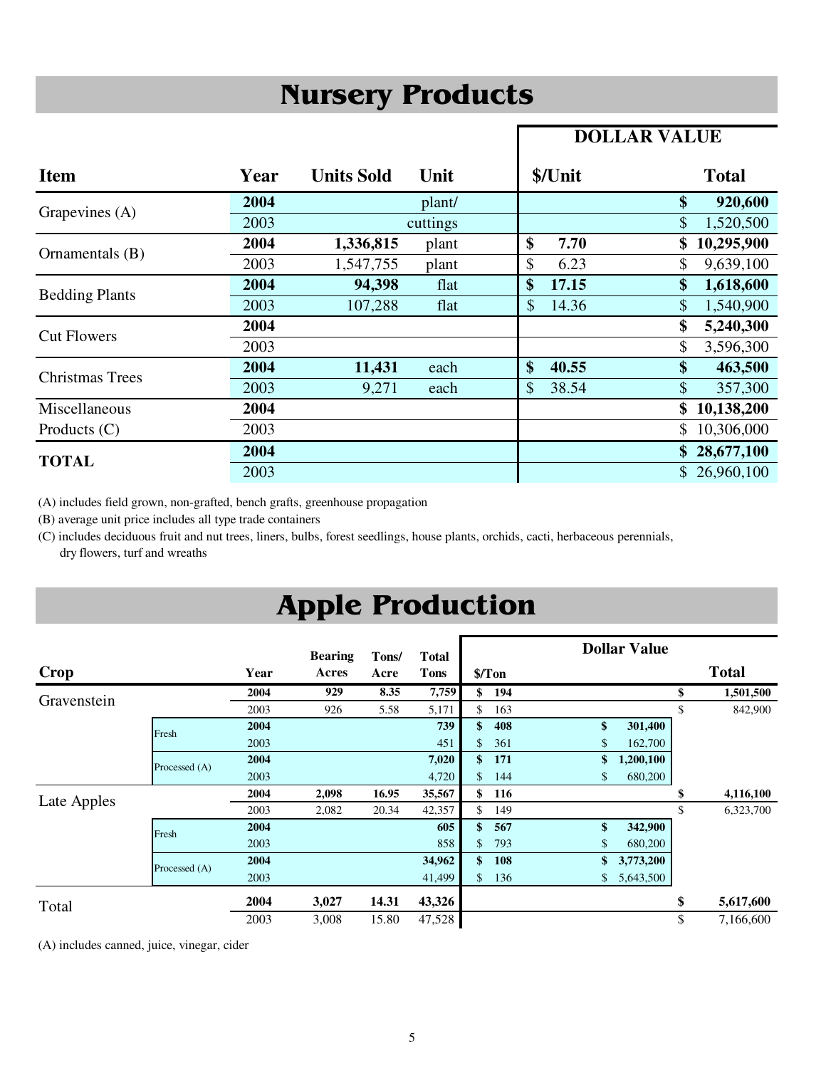# Nursery Products

| Item | Year | Units Sold | Unit | DOLLAR VALUE $/Unit | DOLLAR VALUE Total |
|---|---|---|---|---|---|
| Grapevines (A) | **2004** | | plant/ | | **$ 920,600** |
| | 2003 | | cuttings | | $ 1,520,500 |
| Ornamentals (B) | **2004** | **1,336,815** | plant | **$ 7.70** | **$ 10,295,900** |
| | 2003 | 1,547,755 | plant | $ 6.23 | $ 9,639,100 |
| Bedding Plants | **2004** | **94,398** | flat | **$ 17.15** | **$ 1,618,600** |
| | 2003 | 107,288 | flat | $ 14.36 | $ 1,540,900 |
| Cut Flowers | **2004** | | | | **$ 5,240,300** |
| | 2003 | | | | $ 3,596,300 |
| Christmas Trees | **2004** | **11,431** | each | **$ 40.55** | **$ 463,500** |
| | 2003 | 9,271 | each | $ 38.54 | $ 357,300 |
| Miscellaneous Products (C) | **2004** | | | | **$ 10,138,200** |
| | 2003 | | | | $ 10,306,000 |
| **TOTAL** | **2004** | | | | **$ 28,677,100** |
| | 2003 | | | | $ 26,960,100 |

(A) includes field grown, non-grafted, bench grafts, greenhouse propagation

(B) average unit price includes all type trade containers

(C) includes deciduous fruit and nut trees, liners, bulbs, forest seedlings, house plants, orchids, cacti, herbaceous perennials, dry flowers, turf and wreaths

# Apple Production

| Crop | | Year | Bearing Acres | Tons/ Acre | Total Tons | Dollar Value $/Ton | Dollar Value | Total |
|---|---|---|---|---|---|---|---|---|
| Gravenstein | | **2004** | **929** | **8.35** | **7,759** | **$ 194** | | **$ 1,501,500** |
| | | 2003 | 926 | 5.58 | 5,171 | $ 163 | | $ 842,900 |
| | Fresh | **2004** | | | **739** | **$ 408** | **$ 301,400** | |
| | | 2003 | | | 451 | $ 361 | $ 162,700 | |
| | Processed (A) | **2004** | | | **7,020** | **$ 171** | **$ 1,200,100** | |
| | | 2003 | | | 4,720 | $ 144 | $ 680,200 | |
| Late Apples | | **2004** | **2,098** | **16.95** | **35,567** | **$ 116** | | **$ 4,116,100** |
| | | 2003 | 2,082 | 20.34 | 42,357 | $ 149 | | $ 6,323,700 |
| | Fresh | **2004** | | | **605** | **$ 567** | **$ 342,900** | |
| | | 2003 | | | 858 | $ 793 | $ 680,200 | |
| | Processed (A) | **2004** | | | **34,962** | **$ 108** | **$ 3,773,200** | |
| | | 2003 | | | 41,499 | $ 136 | $ 5,643,500 | |
| Total | | **2004** | **3,027** | **14.31** | **43,326** | | | **$ 5,617,600** |
| | | 2003 | 3,008 | 15.80 | 47,528 | | | $ 7,166,600 |

(A) includes canned, juice, vinegar, cider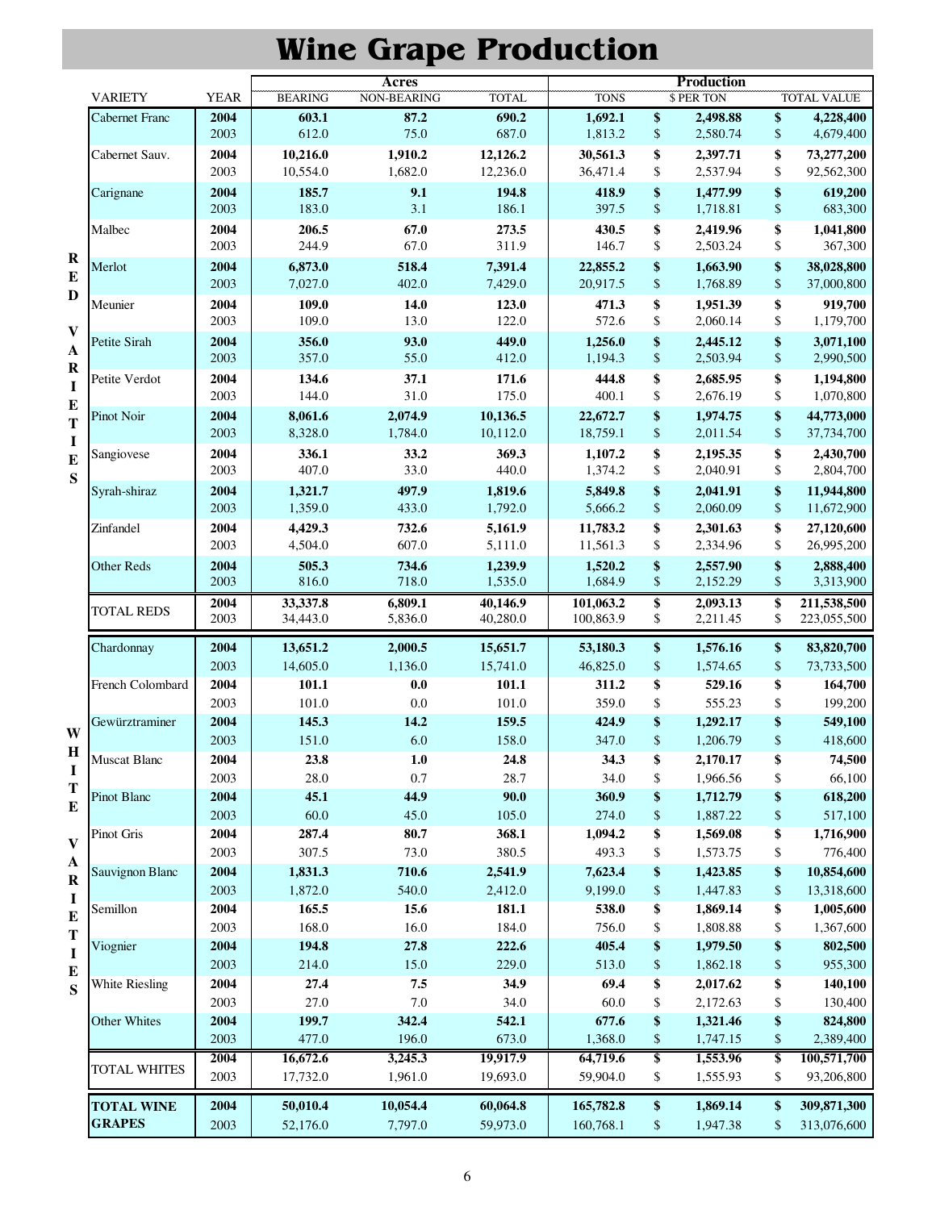# Wine Grape Production

| | VARIETY | YEAR | Acres BEARING | Acres NON-BEARING | Acres TOTAL | Production TONS | Production $ PER TON | Production TOTAL VALUE |
|---|---|---|---|---|---|---|---|---|
| RED VARIETIES | Cabernet Franc | **2004** | **603.1** | **87.2** | **690.2** | **1,692.1** | **$ 2,498.88** | **$ 4,228,400** |
| | | 2003 | 612.0 | 75.0 | 687.0 | 1,813.2 | $ 2,580.74 | $ 4,679,400 |
| | Cabernet Sauv. | **2004** | **10,216.0** | **1,910.2** | **12,126.2** | **30,561.3** | **$ 2,397.71** | **$ 73,277,200** |
| | | 2003 | 10,554.0 | 1,682.0 | 12,236.0 | 36,471.4 | $ 2,537.94 | $ 92,562,300 |
| | Carignane | **2004** | **185.7** | **9.1** | **194.8** | **418.9** | **$ 1,477.99** | **$ 619,200** |
| | | 2003 | 183.0 | 3.1 | 186.1 | 397.5 | $ 1,718.81 | $ 683,300 |
| | Malbec | **2004** | **206.5** | **67.0** | **273.5** | **430.5** | **$ 2,419.96** | **$ 1,041,800** |
| | | 2003 | 244.9 | 67.0 | 311.9 | 146.7 | $ 2,503.24 | $ 367,300 |
| | Merlot | **2004** | **6,873.0** | **518.4** | **7,391.4** | **22,855.2** | **$ 1,663.90** | **$ 38,028,800** |
| | | 2003 | 7,027.0 | 402.0 | 7,429.0 | 20,917.5 | $ 1,768.89 | $ 37,000,800 |
| | Meunier | **2004** | **109.0** | **14.0** | **123.0** | **471.3** | **$ 1,951.39** | **$ 919,700** |
| | | 2003 | 109.0 | 13.0 | 122.0 | 572.6 | $ 2,060.14 | $ 1,179,700 |
| | Petite Sirah | **2004** | **356.0** | **93.0** | **449.0** | **1,256.0** | **$ 2,445.12** | **$ 3,071,100** |
| | | 2003 | 357.0 | 55.0 | 412.0 | 1,194.3 | $ 2,503.94 | $ 2,990,500 |
| | Petite Verdot | **2004** | **134.6** | **37.1** | **171.6** | **444.8** | **$ 2,685.95** | **$ 1,194,800** |
| | | 2003 | 144.0 | 31.0 | 175.0 | 400.1 | $ 2,676.19 | $ 1,070,800 |
| | Pinot Noir | **2004** | **8,061.6** | **2,074.9** | **10,136.5** | **22,672.7** | **$ 1,974.75** | **$ 44,773,000** |
| | | 2003 | 8,328.0 | 1,784.0 | 10,112.0 | 18,759.1 | $ 2,011.54 | $ 37,734,700 |
| | Sangiovese | **2004** | **336.1** | **33.2** | **369.3** | **1,107.2** | **$ 2,195.35** | **$ 2,430,700** |
| | | 2003 | 407.0 | 33.0 | 440.0 | 1,374.2 | $ 2,040.91 | $ 2,804,700 |
| | Syrah-shiraz | **2004** | **1,321.7** | **497.9** | **1,819.6** | **5,849.8** | **$ 2,041.91** | **$ 11,944,800** |
| | | 2003 | 1,359.0 | 433.0 | 1,792.0 | 5,666.2 | $ 2,060.09 | $ 11,672,900 |
| | Zinfandel | **2004** | **4,429.3** | **732.6** | **5,161.9** | **11,783.2** | **$ 2,301.63** | **$ 27,120,600** |
| | | 2003 | 4,504.0 | 607.0 | 5,111.0 | 11,561.3 | $ 2,334.96 | $ 26,995,200 |
| | Other Reds | **2004** | **505.3** | **734.6** | **1,239.9** | **1,520.2** | **$ 2,557.90** | **$ 2,888,400** |
| | | 2003 | 816.0 | 718.0 | 1,535.0 | 1,684.9 | $ 2,152.29 | $ 3,313,900 |
| | TOTAL REDS | **2004** | **33,337.8** | **6,809.1** | **40,146.9** | **101,063.2** | **$ 2,093.13** | **$ 211,538,500** |
| | | 2003 | 34,443.0 | 5,836.0 | 40,280.0 | 100,863.9 | $ 2,211.45 | $ 223,055,500 |
| WHITE VARIETIES | Chardonnay | **2004** | **13,651.2** | **2,000.5** | **15,651.7** | **53,180.3** | **$ 1,576.16** | **$ 83,820,700** |
| | | 2003 | 14,605.0 | 1,136.0 | 15,741.0 | 46,825.0 | $ 1,574.65 | $ 73,733,500 |
| | French Colombard | **2004** | **101.1** | **0.0** | **101.1** | **311.2** | **$ 529.16** | **$ 164,700** |
| | | 2003 | 101.0 | 0.0 | 101.0 | 359.0 | $ 555.23 | $ 199,200 |
| | Gewürztraminer | **2004** | **145.3** | **14.2** | **159.5** | **424.9** | **$ 1,292.17** | **$ 549,100** |
| | | 2003 | 151.0 | 6.0 | 158.0 | 347.0 | $ 1,206.79 | $ 418,600 |
| | Muscat Blanc | **2004** | **23.8** | **1.0** | **24.8** | **34.3** | **$ 2,170.17** | **$ 74,500** |
| | | 2003 | 28.0 | 0.7 | 28.7 | 34.0 | $ 1,966.56 | $ 66,100 |
| | Pinot Blanc | **2004** | **45.1** | **44.9** | **90.0** | **360.9** | **$ 1,712.79** | **$ 618,200** |
| | | 2003 | 60.0 | 45.0 | 105.0 | 274.0 | $ 1,887.22 | $ 517,100 |
| | Pinot Gris | **2004** | **287.4** | **80.7** | **368.1** | **1,094.2** | **$ 1,569.08** | **$ 1,716,900** |
| | | 2003 | 307.5 | 73.0 | 380.5 | 493.3 | $ 1,573.75 | $ 776,400 |
| | Sauvignon Blanc | **2004** | **1,831.3** | **710.6** | **2,541.9** | **7,623.4** | **$ 1,423.85** | **$ 10,854,600** |
| | | 2003 | 1,872.0 | 540.0 | 2,412.0 | 9,199.0 | $ 1,447.83 | $ 13,318,600 |
| | Semillon | **2004** | **165.5** | **15.6** | **181.1** | **538.0** | **$ 1,869.14** | **$ 1,005,600** |
| | | 2003 | 168.0 | 16.0 | 184.0 | 756.0 | $ 1,808.88 | $ 1,367,600 |
| | Viognier | **2004** | **194.8** | **27.8** | **222.6** | **405.4** | **$ 1,979.50** | **$ 802,500** |
| | | 2003 | 214.0 | 15.0 | 229.0 | 513.0 | $ 1,862.18 | $ 955,300 |
| | White Riesling | **2004** | **27.4** | **7.5** | **34.9** | **69.4** | **$ 2,017.62** | **$ 140,100** |
| | | 2003 | 27.0 | 7.0 | 34.0 | 60.0 | $ 2,172.63 | $ 130,400 |
| | Other Whites | **2004** | **199.7** | **342.4** | **542.1** | **677.6** | **$ 1,321.46** | **$ 824,800** |
| | | 2003 | 477.0 | 196.0 | 673.0 | 1,368.0 | $ 1,747.15 | $ 2,389,400 |
| | TOTAL WHITES | **2004** | **16,672.6** | **3,245.3** | **19,917.9** | **64,719.6** | **$ 1,553.96** | **$ 100,571,700** |
| | | 2003 | 17,732.0 | 1,961.0 | 19,693.0 | 59,904.0 | $ 1,555.93 | $ 93,206,800 |
| | **TOTAL WINE GRAPES** | **2004** | **50,010.4** | **10,054.4** | **60,064.8** | **165,782.8** | **$ 1,869.14** | **$ 309,871,300** |
| | | 2003 | 52,176.0 | 7,797.0 | 59,973.0 | 160,768.1 | $ 1,947.38 | $ 313,076,600 |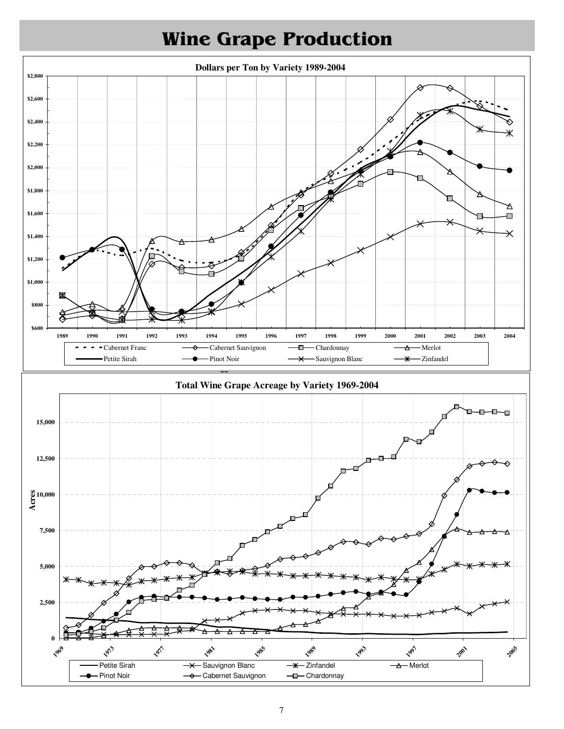# Wine Grape Production

**Dollars per Ton by Variety 1989-2004**

$2,800
$2,600
$2,400
$2,200
$2,000
$1,800
$1,600
$1,400
$1,200
$1,000
$800
$600

1989 1990 1991 1992 1993 1994 1995 1996 1997 1998 1999 2000 2001 2002 2003 2004

Cabernet Franc — Cabernet Sauvignon — Chardonnay — Merlot
Petite Sirah — Pinot Noir — Sauvignon Blanc — Zinfandel

**Total Wine Grape Acreage by Variety 1969-2004**

Acres

15,000
12,500
10,000
7,500
5,000
2,500
0

1969 1973 1977 1981 1985 1989 1993 1997 2001 2005

Petite Sirah — Sauvignon Blanc — Zinfandel — Merlot
Pinot Noir — Cabernet Sauvignon — Chardonnay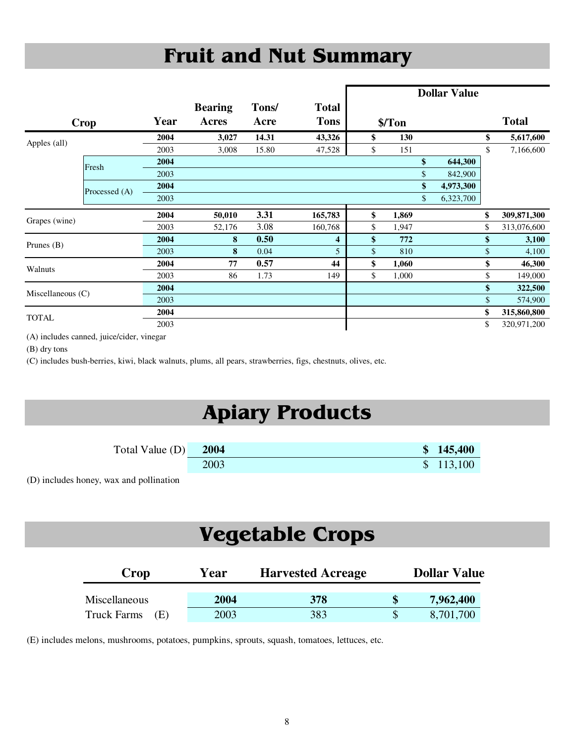# Fruit and Nut Summary

| Crop | | Year | Bearing Acres | Tons/ Acre | Total Tons | Dollar Value $/Ton | | Total |
|---|---|---|---|---|---|---|---|---|
| Apples (all) | | **2004** | **3,027** | **14.31** | **43,326** | **$ 130** | | **$ 5,617,600** |
| | | 2003 | 3,008 | 15.80 | 47,528 | $ 151 | | $ 7,166,600 |
| | Fresh | **2004** | | | | | **$ 644,300** | |
| | | 2003 | | | | | $ 842,900 | |
| | Processed (A) | **2004** | | | | | **$ 4,973,300** | |
| | | 2003 | | | | | $ 6,323,700 | |
| Grapes (wine) | | **2004** | **50,010** | **3.31** | **165,783** | **$ 1,869** | | **$ 309,871,300** |
| | | 2003 | 52,176 | 3.08 | 160,768 | $ 1,947 | | $ 313,076,600 |
| Prunes (B) | | **2004** | **8** | **0.50** | **4** | **$ 772** | | **$ 3,100** |
| | | 2003 | **8** | 0.04 | 5 | $ 810 | | $ 4,100 |
| Walnuts | | **2004** | **77** | **0.57** | **44** | **$ 1,060** | | **$ 46,300** |
| | | 2003 | 86 | 1.73 | 149 | $ 1,000 | | $ 149,000 |
| Miscellaneous (C) | | **2004** | | | | | | **$ 322,500** |
| | | 2003 | | | | | | $ 574,900 |
| TOTAL | | **2004** | | | | | | **$ 315,860,800** |
| | | 2003 | | | | | | $ 320,971,200 |

(A) includes canned, juice/cider, vinegar

(B) dry tons

(C) includes bush-berries, kiwi, black walnuts, plums, all pears, strawberries, figs, chestnuts, olives, etc.

# Apiary Products

| | Year | Value |
|---|---|---|
| Total Value (D) | **2004** | **$ 145,400** |
| | 2003 | $ 113,100 |

(D) includes honey, wax and pollination

# Vegetable Crops

| Crop | Year | Harvested Acreage | Dollar Value |
|---|---|---|---|
| Miscellaneous | **2004** | **378** | **$ 7,962,400** |
| Truck Farms (E) | 2003 | 383 | $ 8,701,700 |

(E) includes melons, mushrooms, potatoes, pumpkins, sprouts, squash, tomatoes, lettuces, etc.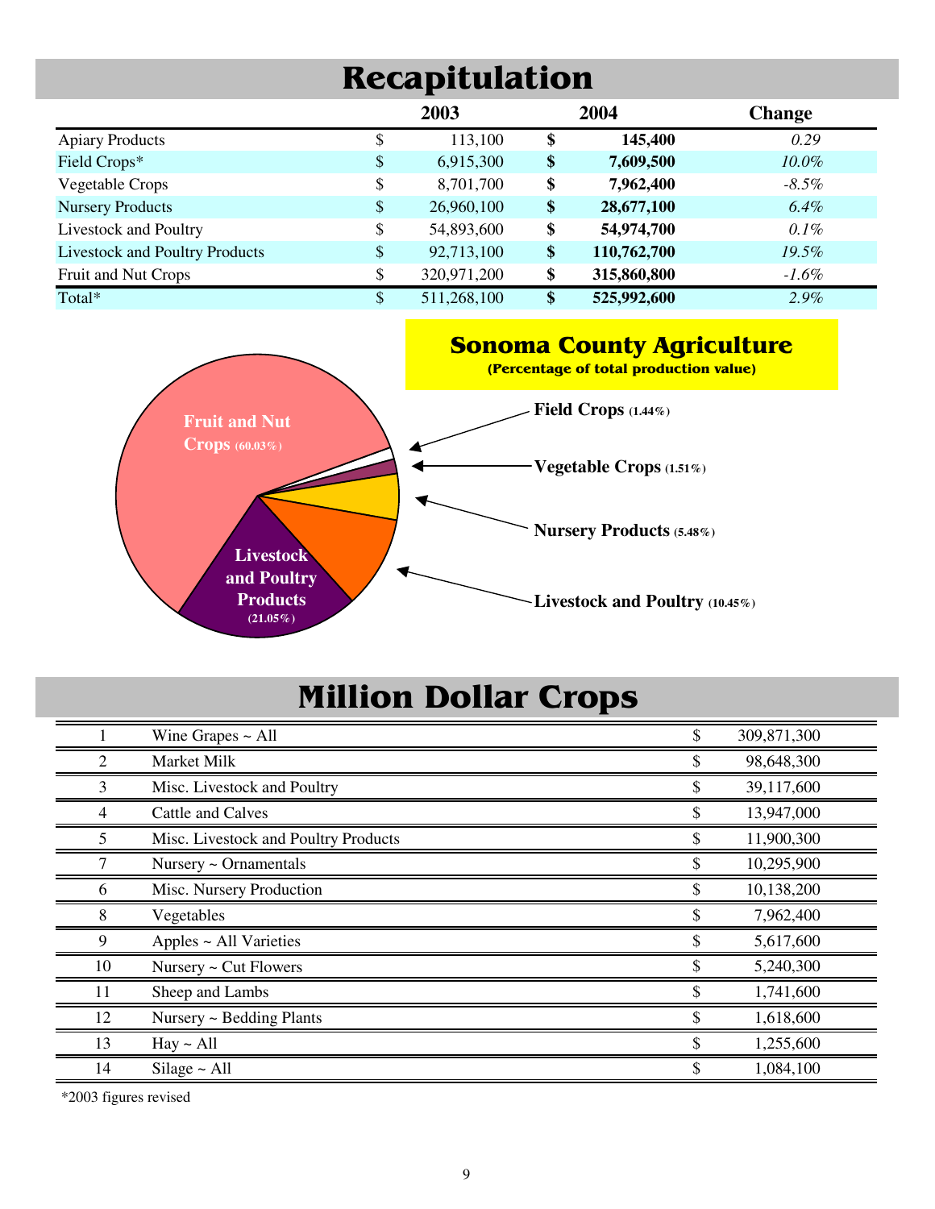# Recapitulation

| | 2003 | 2004 | Change |
|---|---|---|---|
| Apiary Products | $ 113,100 | **$ 145,400** | *0.29* |
| Field Crops* | $ 6,915,300 | **$ 7,609,500** | *10.0%* |
| Vegetable Crops | $ 8,701,700 | **$ 7,962,400** | *-8.5%* |
| Nursery Products | $ 26,960,100 | **$ 28,677,100** | *6.4%* |
| Livestock and Poultry | $ 54,893,600 | **$ 54,974,700** | *0.1%* |
| Livestock and Poultry Products | $ 92,713,100 | **$ 110,762,700** | *19.5%* |
| Fruit and Nut Crops | $ 320,971,200 | **$ 315,860,800** | *-1.6%* |
| Total* | $ 511,268,100 | **$ 525,992,600** | *2.9%* |

## Sonoma County Agriculture

**(Percentage of total production value)**

- **Fruit and Nut Crops** (60.03%)
- **Livestock and Poultry Products** (21.05%)
- **Field Crops** (1.44%)
- **Vegetable Crops** (1.51%)
- **Nursery Products** (5.48%)
- **Livestock and Poultry** (10.45%)

# Million Dollar Crops

| | | |
|---|---|---|
| 1 | Wine Grapes ~ All | $ 309,871,300 |
| 2 | Market Milk | $ 98,648,300 |
| 3 | Misc. Livestock and Poultry | $ 39,117,600 |
| 4 | Cattle and Calves | $ 13,947,000 |
| 5 | Misc. Livestock and Poultry Products | $ 11,900,300 |
| 7 | Nursery ~ Ornamentals | $ 10,295,900 |
| 6 | Misc. Nursery Production | $ 10,138,200 |
| 8 | Vegetables | $ 7,962,400 |
| 9 | Apples ~ All Varieties | $ 5,617,600 |
| 10 | Nursery ~ Cut Flowers | $ 5,240,300 |
| 11 | Sheep and Lambs | $ 1,741,600 |
| 12 | Nursery ~ Bedding Plants | $ 1,618,600 |
| 13 | Hay ~ All | $ 1,255,600 |
| 14 | Silage ~ All | $ 1,084,100 |

*2003 figures revised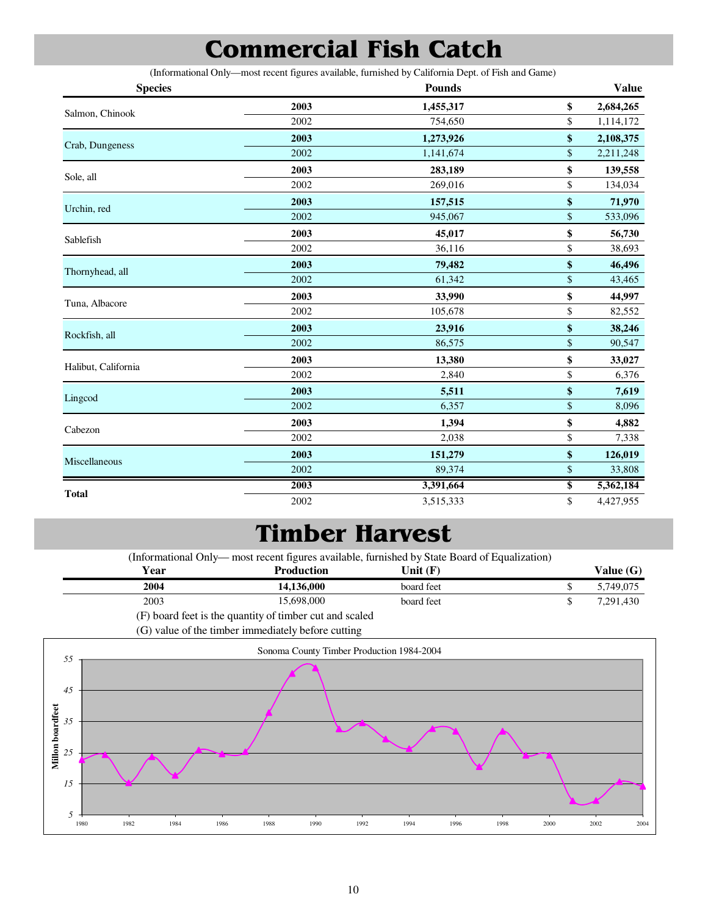# Commercial Fish Catch

(Informational Only—most recent figures available, furnished by California Dept. of Fish and Game)

| Species | | Pounds | Value |
|---|---|---|---|
| Salmon, Chinook | **2003** | **1,455,317** | **$ 2,684,265** |
| | 2002 | 754,650 | $ 1,114,172 |
| Crab, Dungeness | **2003** | **1,273,926** | **$ 2,108,375** |
| | 2002 | 1,141,674 | $ 2,211,248 |
| Sole, all | **2003** | **283,189** | **$ 139,558** |
| | 2002 | 269,016 | $ 134,034 |
| Urchin, red | **2003** | **157,515** | **$ 71,970** |
| | 2002 | 945,067 | $ 533,096 |
| Sablefish | **2003** | **45,017** | **$ 56,730** |
| | 2002 | 36,116 | $ 38,693 |
| Thornyhead, all | **2003** | **79,482** | **$ 46,496** |
| | 2002 | 61,342 | $ 43,465 |
| Tuna, Albacore | **2003** | **33,990** | **$ 44,997** |
| | 2002 | 105,678 | $ 82,552 |
| Rockfish, all | **2003** | **23,916** | **$ 38,246** |
| | 2002 | 86,575 | $ 90,547 |
| Halibut, California | **2003** | **13,380** | **$ 33,027** |
| | 2002 | 2,840 | $ 6,376 |
| Lingcod | **2003** | **5,511** | **$ 7,619** |
| | 2002 | 6,357 | $ 8,096 |
| Cabezon | **2003** | **1,394** | **$ 4,882** |
| | 2002 | 2,038 | $ 7,338 |
| Miscellaneous | **2003** | **151,279** | **$ 126,019** |
| | 2002 | 89,374 | $ 33,808 |
| **Total** | **2003** | **3,391,664** | **$ 5,362,184** |
| | 2002 | 3,515,333 | $ 4,427,955 |

# Timber Harvest

(Informational Only— most recent figures available, furnished by State Board of Equalization)

| Year | Production | Unit (F) | Value (G) |
|---|---|---|---|
| **2004** | **14,136,000** | board feet | $ 5,749,075 |
| 2003 | 15,698,000 | board feet | $ 7,291,430 |

(F) board feet is the quantity of timber cut and scaled

(G) value of the timber immediately before cutting

Sonoma County Timber Production 1984-2004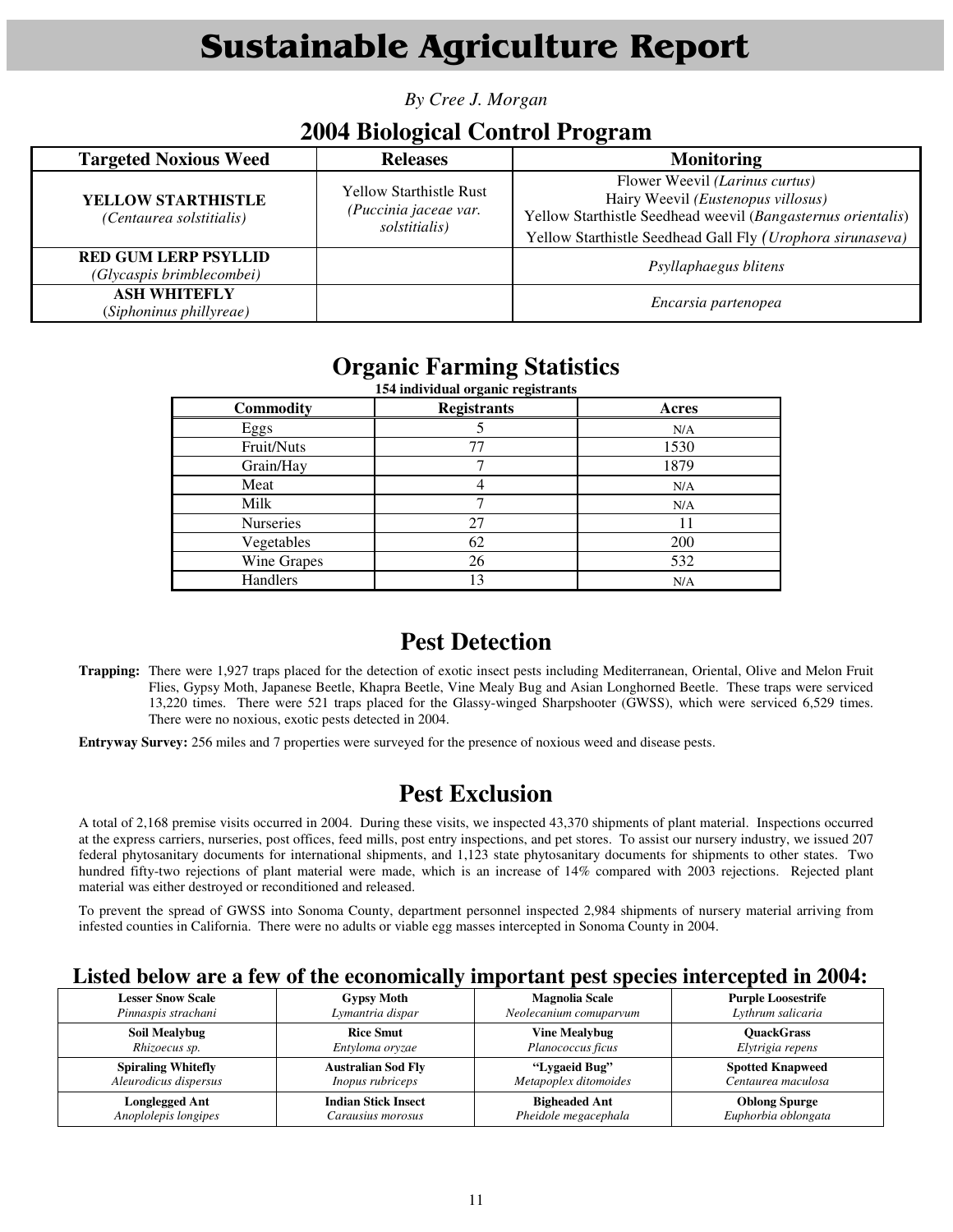# Sustainable Agriculture Report

*By Cree J. Morgan*

## 2004 Biological Control Program

| Targeted Noxious Weed | Releases | Monitoring |
|---|---|---|
| **YELLOW STARTHISTLE** *(Centaurea solstitialis)* | Yellow Starthistle Rust *(Puccinia jaceae var. solstitialis)* | Flower Weevil *(Larinus curtus)*<br>Hairy Weevil *(Eustenopus villosus)*<br>Yellow Starthistle Seedhead weevil *(Bangasternus orientalis)*<br>Yellow Starthistle Seedhead Gall Fly *(Urophora sirunaseva)* |
| **RED GUM LERP PSYLLID** *(Glycaspis brimblecombei)* | | *Psyllaphaegus blitens* |
| **ASH WHITEFLY** *(Siphoninus phillyreae)* | | *Encarsia partenopea* |

## Organic Farming Statistics

**154 individual organic registrants**

| Commodity | Registrants | Acres |
|---|---|---|
| Eggs | 5 | N/A |
| Fruit/Nuts | 77 | 1530 |
| Grain/Hay | 7 | 1879 |
| Meat | 4 | N/A |
| Milk | 7 | N/A |
| Nurseries | 27 | 11 |
| Vegetables | 62 | 200 |
| Wine Grapes | 26 | 532 |
| Handlers | 13 | N/A |

## Pest Detection

**Trapping:** There were 1,927 traps placed for the detection of exotic insect pests including Mediterranean, Oriental, Olive and Melon Fruit Flies, Gypsy Moth, Japanese Beetle, Khapra Beetle, Vine Mealy Bug and Asian Longhorned Beetle. These traps were serviced 13,220 times. There were 521 traps placed for the Glassy-winged Sharpshooter (GWSS), which were serviced 6,529 times. There were no noxious, exotic pests detected in 2004.

**Entryway Survey:** 256 miles and 7 properties were surveyed for the presence of noxious weed and disease pests.

## Pest Exclusion

A total of 2,168 premise visits occurred in 2004. During these visits, we inspected 43,370 shipments of plant material. Inspections occurred at the express carriers, nurseries, post offices, feed mills, post entry inspections, and pet stores. To assist our nursery industry, we issued 207 federal phytosanitary documents for international shipments, and 1,123 state phytosanitary documents for shipments to other states. Two hundred fifty-two rejections of plant material were made, which is an increase of 14% compared with 2003 rejections. Rejected plant material was either destroyed or reconditioned and released.

To prevent the spread of GWSS into Sonoma County, department personnel inspected 2,984 shipments of nursery material arriving from infested counties in California. There were no adults or viable egg masses intercepted in Sonoma County in 2004.

### Listed below are a few of the economically important pest species intercepted in 2004:

| | | | |
|---|---|---|---|
| **Lesser Snow Scale**<br>*Pinnaspis strachani* | **Gypsy Moth**<br>*Lymantria dispar* | **Magnolia Scale**<br>*Neolecanium comuparvum* | **Purple Loosestrife**<br>*Lythrum salicaria* |
| **Soil Mealybug**<br>*Rhizoecus sp.* | **Rice Smut**<br>*Entyloma oryzae* | **Vine Mealybug**<br>*Planococcus ficus* | **QuackGrass**<br>*Elytrigia repens* |
| **Spiraling Whitefly**<br>*Aleurodicus dispersus* | **Australian Sod Fly**<br>*Inopus rubriceps* | **"Lygaeid Bug"**<br>*Metapoplex ditomoides* | **Spotted Knapweed**<br>*Centaurea maculosa* |
| **Longlegged Ant**<br>*Anoplolepis longipes* | **Indian Stick Insect**<br>*Carausius morosus* | **Bigheaded Ant**<br>*Pheidole megacephala* | **Oblong Spurge**<br>*Euphorbia oblongata* |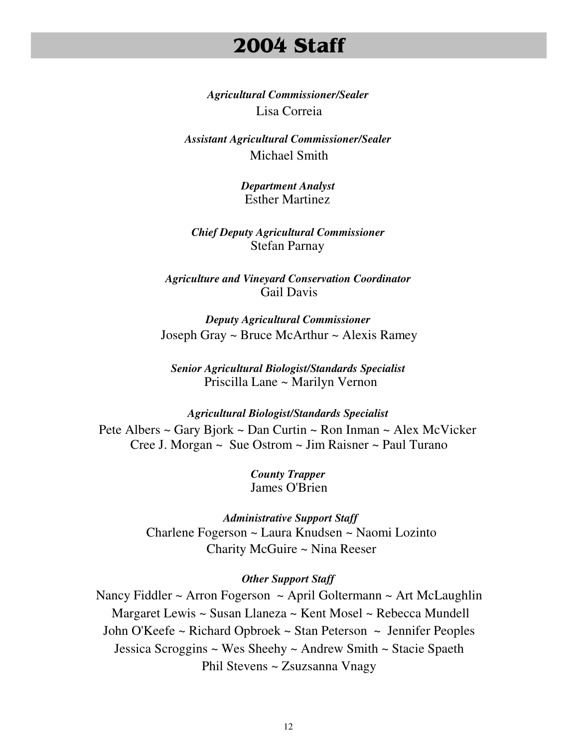# 2004 Staff

***Agricultural Commissioner/Sealer***
Lisa Correia

***Assistant Agricultural Commissioner/Sealer***
Michael Smith

***Department Analyst***
Esther Martinez

***Chief Deputy Agricultural Commissioner***
Stefan Parnay

***Agriculture and Vineyard Conservation Coordinator***
Gail Davis

***Deputy Agricultural Commissioner***
Joseph Gray ~ Bruce McArthur ~ Alexis Ramey

***Senior Agricultural Biologist/Standards Specialist***
Priscilla Lane ~ Marilyn Vernon

***Agricultural Biologist/Standards Specialist***
Pete Albers ~ Gary Bjork ~ Dan Curtin ~ Ron Inman ~ Alex McVicker
Cree J. Morgan ~ Sue Ostrom ~ Jim Raisner ~ Paul Turano

***County Trapper***
James O'Brien

***Administrative Support Staff***
Charlene Fogerson ~ Laura Knudsen ~ Naomi Lozinto
Charity McGuire ~ Nina Reeser

***Other Support Staff***
Nancy Fiddler ~ Arron Fogerson ~ April Goltermann ~ Art McLaughlin
Margaret Lewis ~ Susan Llaneza ~ Kent Mosel ~ Rebecca Mundell
John O'Keefe ~ Richard Opbroek ~ Stan Peterson ~ Jennifer Peoples
Jessica Scroggins ~ Wes Sheehy ~ Andrew Smith ~ Stacie Spaeth
Phil Stevens ~ Zsuzsanna Vnagy